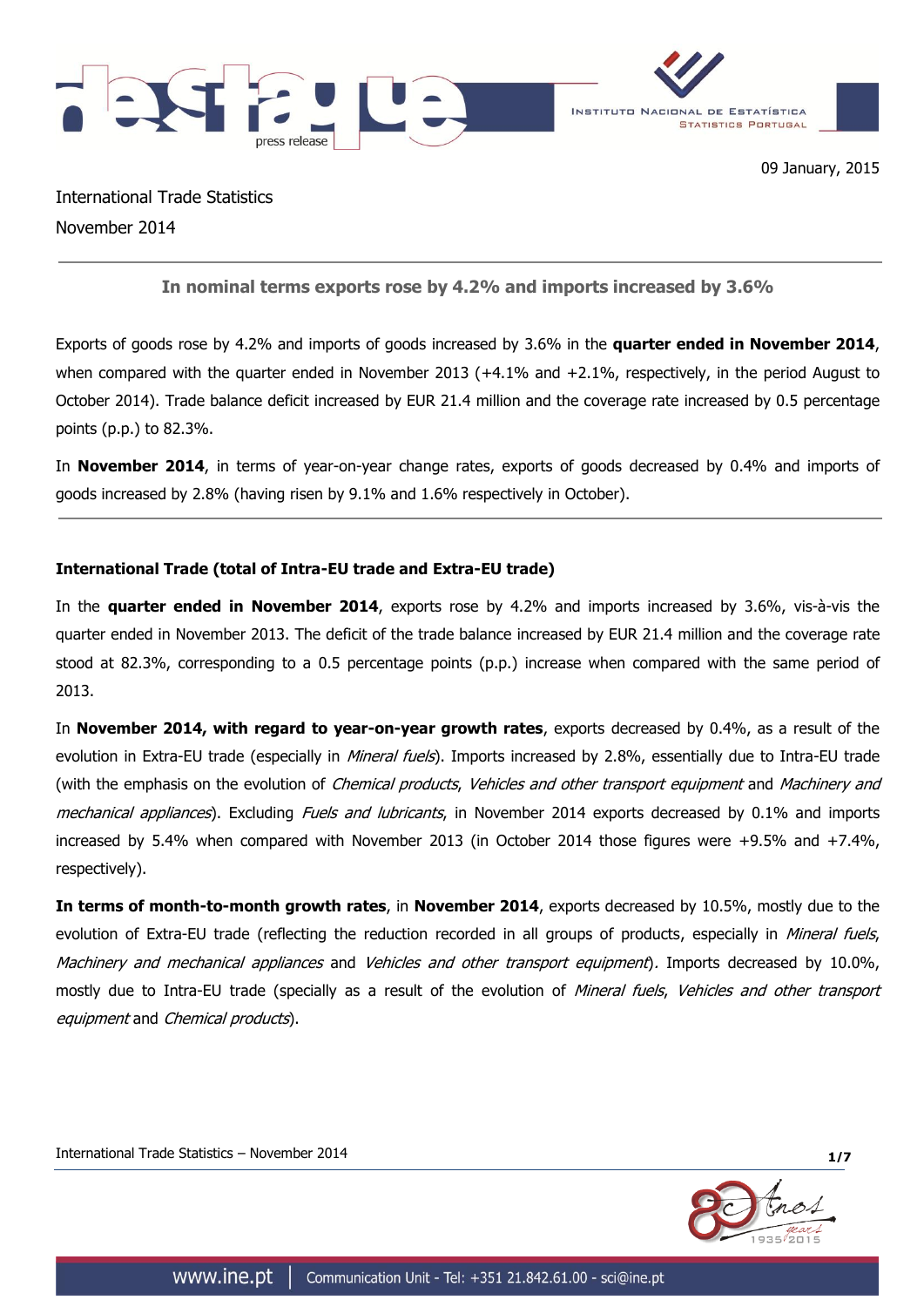09 January, 2015

International Trade Statistics
November 2014

## In nominal terms exports rose by 4.2% and imports increased by 3.6%

Exports of goods rose by 4.2% and imports of goods increased by 3.6% in the **quarter ended in November 2014**, when compared with the quarter ended in November 2013 (+4.1% and +2.1%, respectively, in the period August to October 2014). Trade balance deficit increased by EUR 21.4 million and the coverage rate increased by 0.5 percentage points (p.p.) to 82.3%.

In **November 2014**, in terms of year-on-year change rates, exports of goods decreased by 0.4% and imports of goods increased by 2.8% (having risen by 9.1% and 1.6% respectively in October).

### International Trade (total of Intra-EU trade and Extra-EU trade)

In the **quarter ended in November 2014**, exports rose by 4.2% and imports increased by 3.6%, vis-à-vis the quarter ended in November 2013. The deficit of the trade balance increased by EUR 21.4 million and the coverage rate stood at 82.3%, corresponding to a 0.5 percentage points (p.p.) increase when compared with the same period of 2013.

In **November 2014, with regard to year-on-year growth rates**, exports decreased by 0.4%, as a result of the evolution in Extra-EU trade (especially in *Mineral fuels*). Imports increased by 2.8%, essentially due to Intra-EU trade (with the emphasis on the evolution of *Chemical products*, *Vehicles and other transport equipment* and *Machinery and mechanical appliances*). Excluding *Fuels and lubricants*, in November 2014 exports decreased by 0.1% and imports increased by 5.4% when compared with November 2013 (in October 2014 those figures were +9.5% and +7.4%, respectively).

**In terms of month-to-month growth rates**, in **November 2014**, exports decreased by 10.5%, mostly due to the evolution of Extra-EU trade (reflecting the reduction recorded in all groups of products, especially in *Mineral fuels*, *Machinery and mechanical appliances* and *Vehicles and other transport equipment*). Imports decreased by 10.0%, mostly due to Intra-EU trade (specially as a result of the evolution of *Mineral fuels*, *Vehicles and other transport equipment* and *Chemical products*).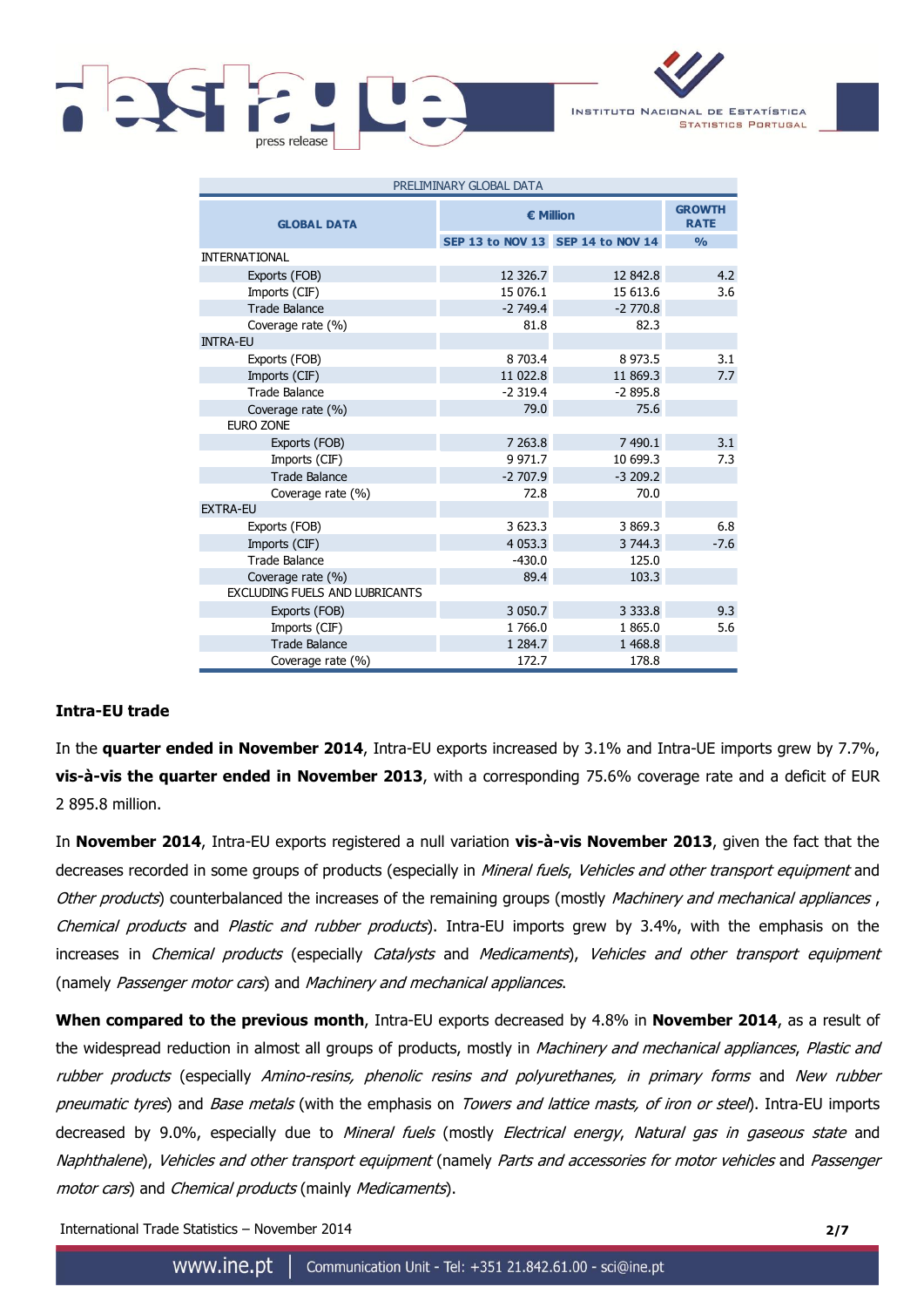| PRELIMINARY GLOBAL DATA | | | |
|---|---|---|---|
| **GLOBAL DATA** | **€ Million** | | **GROWTH RATE** |
| | **SEP 13 to NOV 13** | **SEP 14 to NOV 14** | **%** |
| INTERNATIONAL | | | |
| Exports (FOB) | 12 326.7 | 12 842.8 | 4.2 |
| Imports (CIF) | 15 076.1 | 15 613.6 | 3.6 |
| Trade Balance | -2 749.4 | -2 770.8 | |
| Coverage rate (%) | 81.8 | 82.3 | |
| INTRA-EU | | | |
| Exports (FOB) | 8 703.4 | 8 973.5 | 3.1 |
| Imports (CIF) | 11 022.8 | 11 869.3 | 7.7 |
| Trade Balance | -2 319.4 | -2 895.8 | |
| Coverage rate (%) | 79.0 | 75.6 | |
| EURO ZONE | | | |
| Exports (FOB) | 7 263.8 | 7 490.1 | 3.1 |
| Imports (CIF) | 9 971.7 | 10 699.3 | 7.3 |
| Trade Balance | -2 707.9 | -3 209.2 | |
| Coverage rate (%) | 72.8 | 70.0 | |
| EXTRA-EU | | | |
| Exports (FOB) | 3 623.3 | 3 869.3 | 6.8 |
| Imports (CIF) | 4 053.3 | 3 744.3 | -7.6 |
| Trade Balance | -430.0 | 125.0 | |
| Coverage rate (%) | 89.4 | 103.3 | |
| EXCLUDING FUELS AND LUBRICANTS | | | |
| Exports (FOB) | 3 050.7 | 3 333.8 | 9.3 |
| Imports (CIF) | 1 766.0 | 1 865.0 | 5.6 |
| Trade Balance | 1 284.7 | 1 468.8 | |
| Coverage rate (%) | 172.7 | 178.8 | |

**Intra-EU trade**

In the **quarter ended in November 2014**, Intra-EU exports increased by 3.1% and Intra-UE imports grew by 7.7%, **vis-à-vis the quarter ended in November 2013**, with a corresponding 75.6% coverage rate and a deficit of EUR 2 895.8 million.

In **November 2014**, Intra-EU exports registered a null variation **vis-à-vis November 2013**, given the fact that the decreases recorded in some groups of products (especially in *Mineral fuels*, *Vehicles and other transport equipment* and *Other products*) counterbalanced the increases of the remaining groups (mostly *Machinery and mechanical appliances* , *Chemical products* and *Plastic and rubber products*). Intra-EU imports grew by 3.4%, with the emphasis on the increases in *Chemical products* (especially *Catalysts* and *Medicaments*), *Vehicles and other transport equipment* (namely *Passenger motor cars*) and *Machinery and mechanical appliances*.

**When compared to the previous month**, Intra-EU exports decreased by 4.8% in **November 2014**, as a result of the widespread reduction in almost all groups of products, mostly in *Machinery and mechanical appliances*, *Plastic and rubber products* (especially *Amino-resins, phenolic resins and polyurethanes, in primary forms* and *New rubber pneumatic tyres*) and *Base metals* (with the emphasis on *Towers and lattice masts, of iron or steel*). Intra-EU imports decreased by 9.0%, especially due to *Mineral fuels* (mostly *Electrical energy*, *Natural gas in gaseous state* and *Naphthalene*), *Vehicles and other transport equipment* (namely *Parts and accessories for motor vehicles* and *Passenger motor cars*) and *Chemical products* (mainly *Medicaments*).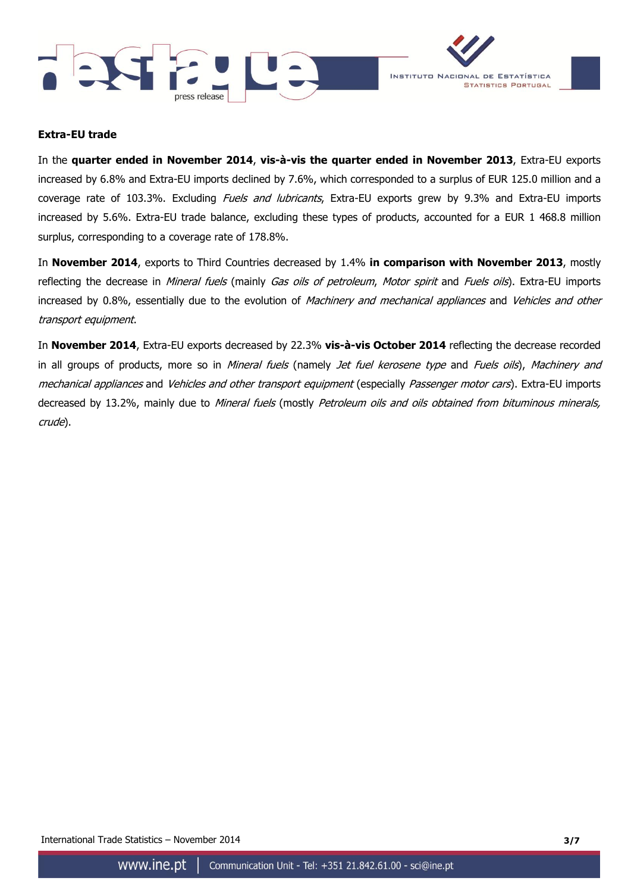**Extra-EU trade**

In the **quarter ended in November 2014**, **vis-à-vis the quarter ended in November 2013**, Extra-EU exports increased by 6.8% and Extra-EU imports declined by 7.6%, which corresponded to a surplus of EUR 125.0 million and a coverage rate of 103.3%. Excluding *Fuels and lubricants*, Extra-EU exports grew by 9.3% and Extra-EU imports increased by 5.6%. Extra-EU trade balance, excluding these types of products, accounted for a EUR 1 468.8 million surplus, corresponding to a coverage rate of 178.8%.

In **November 2014**, exports to Third Countries decreased by 1.4% **in comparison with November 2013**, mostly reflecting the decrease in *Mineral fuels* (mainly *Gas oils of petroleum*, *Motor spirit* and *Fuels oils*). Extra-EU imports increased by 0.8%, essentially due to the evolution of *Machinery and mechanical appliances* and *Vehicles and other transport equipment*.

In **November 2014**, Extra-EU exports decreased by 22.3% **vis-à-vis October 2014** reflecting the decrease recorded in all groups of products, more so in *Mineral fuels* (namely *Jet fuel kerosene type* and *Fuels oils*), *Machinery and mechanical appliances* and *Vehicles and other transport equipment* (especially *Passenger motor cars*). Extra-EU imports decreased by 13.2%, mainly due to *Mineral fuels* (mostly *Petroleum oils and oils obtained from bituminous minerals, crude*).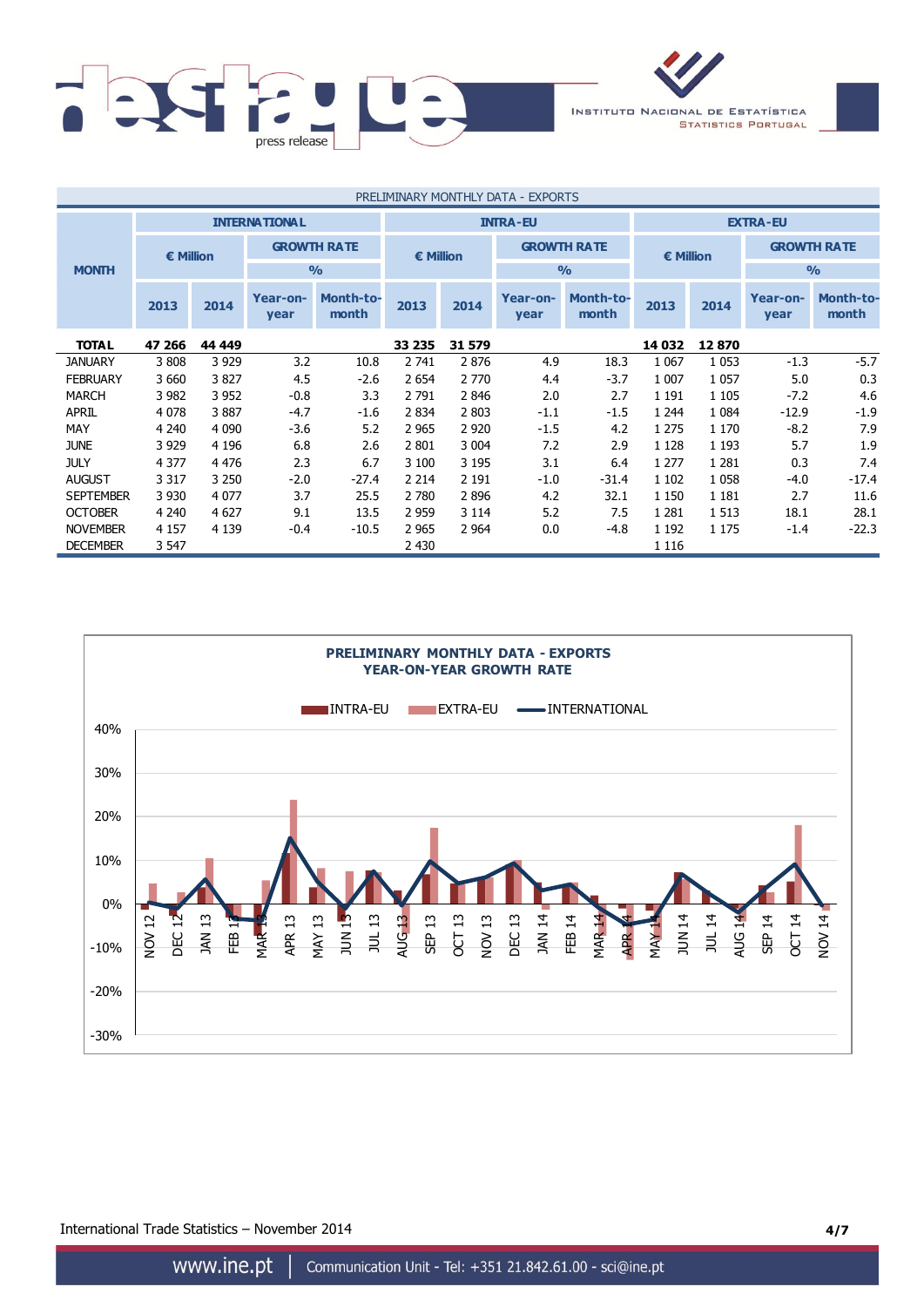PRELIMINARY MONTHLY DATA - EXPORTS

| MONTH | INTERNATIONAL | | | | INTRA-EU | | | | EXTRA-EU | | | |
|---|---|---|---|---|---|---|---|---|---|---|---|---|
| | € Million | | GROWTH RATE % | | € Million | | GROWTH RATE % | | € Million | | GROWTH RATE % | |
| | 2013 | 2014 | Year-on-year | Month-to-month | 2013 | 2014 | Year-on-year | Month-to-month | 2013 | 2014 | Year-on-year | Month-to-month |
| **TOTAL** | **47 266** | **44 449** | | | **33 235** | **31 579** | | | **14 032** | **12 870** | | |
| JANUARY | 3 808 | 3 929 | 3.2 | 10.8 | 2 741 | 2 876 | 4.9 | 18.3 | 1 067 | 1 053 | -1.3 | -5.7 |
| FEBRUARY | 3 660 | 3 827 | 4.5 | -2.6 | 2 654 | 2 770 | 4.4 | -3.7 | 1 007 | 1 057 | 5.0 | 0.3 |
| MARCH | 3 982 | 3 952 | -0.8 | 3.3 | 2 791 | 2 846 | 2.0 | 2.7 | 1 191 | 1 105 | -7.2 | 4.6 |
| APRIL | 4 078 | 3 887 | -4.7 | -1.6 | 2 834 | 2 803 | -1.1 | -1.5 | 1 244 | 1 084 | -12.9 | -1.9 |
| MAY | 4 240 | 4 090 | -3.6 | 5.2 | 2 965 | 2 920 | -1.5 | 4.2 | 1 275 | 1 170 | -8.2 | 7.9 |
| JUNE | 3 929 | 4 196 | 6.8 | 2.6 | 2 801 | 3 004 | 7.2 | 2.9 | 1 128 | 1 193 | 5.7 | 1.9 |
| JULY | 4 377 | 4 476 | 2.3 | 6.7 | 3 100 | 3 195 | 3.1 | 6.4 | 1 277 | 1 281 | 0.3 | 7.4 |
| AUGUST | 3 317 | 3 250 | -2.0 | -27.4 | 2 214 | 2 191 | -1.0 | -31.4 | 1 102 | 1 058 | -4.0 | -17.4 |
| SEPTEMBER | 3 930 | 4 077 | 3.7 | 25.5 | 2 780 | 2 896 | 4.2 | 32.1 | 1 150 | 1 181 | 2.7 | 11.6 |
| OCTOBER | 4 240 | 4 627 | 9.1 | 13.5 | 2 959 | 3 114 | 5.2 | 7.5 | 1 281 | 1 513 | 18.1 | 28.1 |
| NOVEMBER | 4 157 | 4 139 | -0.4 | -10.5 | 2 965 | 2 964 | 0.0 | -4.8 | 1 192 | 1 175 | -1.4 | -22.3 |
| DECEMBER | 3 547 | | | | 2 430 | | | | 1 116 | | | |

**PRELIMINARY MONTHLY DATA - EXPORTS**
**YEAR-ON-YEAR GROWTH RATE**

International Trade Statistics – November 2014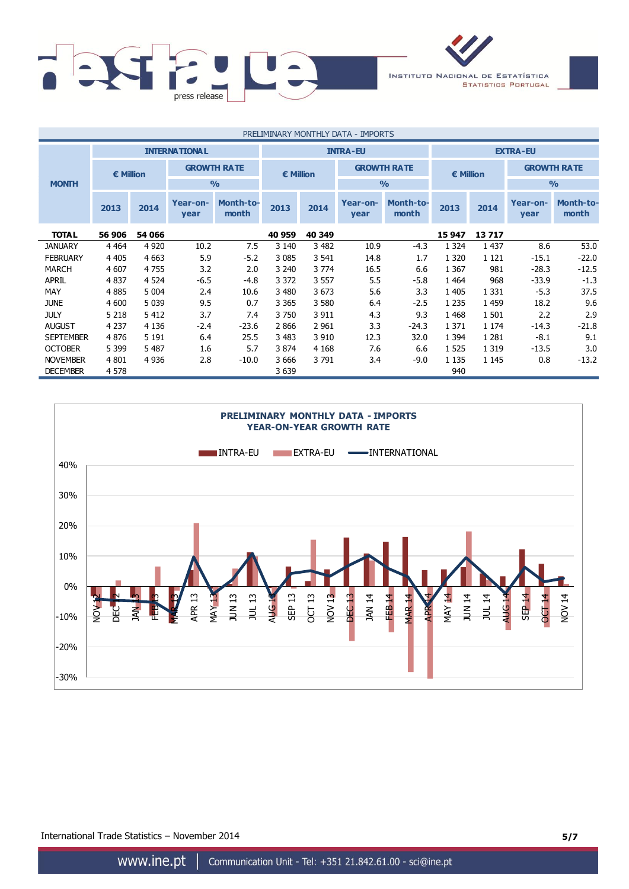PRELIMINARY MONTHLY DATA - IMPORTS

| MONTH | INTERNATIONAL | | | | INTRA-EU | | | | EXTRA-EU | | | |
|---|---|---|---|---|---|---|---|---|---|---|---|---|
| | € Million | | GROWTH RATE % | | € Million | | GROWTH RATE % | | € Million | | GROWTH RATE % | |
| | 2013 | 2014 | Year-on-year | Month-to-month | 2013 | 2014 | Year-on-year | Month-to-month | 2013 | 2014 | Year-on-year | Month-to-month |
| **TOTAL** | **56 906** | **54 066** | | | **40 959** | **40 349** | | | **15 947** | **13 717** | | |
| JANUARY | 4 464 | 4 920 | 10.2 | 7.5 | 3 140 | 3 482 | 10.9 | -4.3 | 1 324 | 1 437 | 8.6 | 53.0 |
| FEBRUARY | 4 405 | 4 663 | 5.9 | -5.2 | 3 085 | 3 541 | 14.8 | 1.7 | 1 320 | 1 121 | -15.1 | -22.0 |
| MARCH | 4 607 | 4 755 | 3.2 | 2.0 | 3 240 | 3 774 | 16.5 | 6.6 | 1 367 | 981 | -28.3 | -12.5 |
| APRIL | 4 837 | 4 524 | -6.5 | -4.8 | 3 372 | 3 557 | 5.5 | -5.8 | 1 464 | 968 | -33.9 | -1.3 |
| MAY | 4 885 | 5 004 | 2.4 | 10.6 | 3 480 | 3 673 | 5.6 | 3.3 | 1 405 | 1 331 | -5.3 | 37.5 |
| JUNE | 4 600 | 5 039 | 9.5 | 0.7 | 3 365 | 3 580 | 6.4 | -2.5 | 1 235 | 1 459 | 18.2 | 9.6 |
| JULY | 5 218 | 5 412 | 3.7 | 7.4 | 3 750 | 3 911 | 4.3 | 9.3 | 1 468 | 1 501 | 2.2 | 2.9 |
| AUGUST | 4 237 | 4 136 | -2.4 | -23.6 | 2 866 | 2 961 | 3.3 | -24.3 | 1 371 | 1 174 | -14.3 | -21.8 |
| SEPTEMBER | 4 876 | 5 191 | 6.4 | 25.5 | 3 483 | 3 910 | 12.3 | 32.0 | 1 394 | 1 281 | -8.1 | 9.1 |
| OCTOBER | 5 399 | 5 487 | 1.6 | 5.7 | 3 874 | 4 168 | 7.6 | 6.6 | 1 525 | 1 319 | -13.5 | 3.0 |
| NOVEMBER | 4 801 | 4 936 | 2.8 | -10.0 | 3 666 | 3 791 | 3.4 | -9.0 | 1 135 | 1 145 | 0.8 | -13.2 |
| DECEMBER | 4 578 | | | | 3 639 | | | | 940 | | | |

**PRELIMINARY MONTHLY DATA - IMPORTS**
**YEAR-ON-YEAR GROWTH RATE**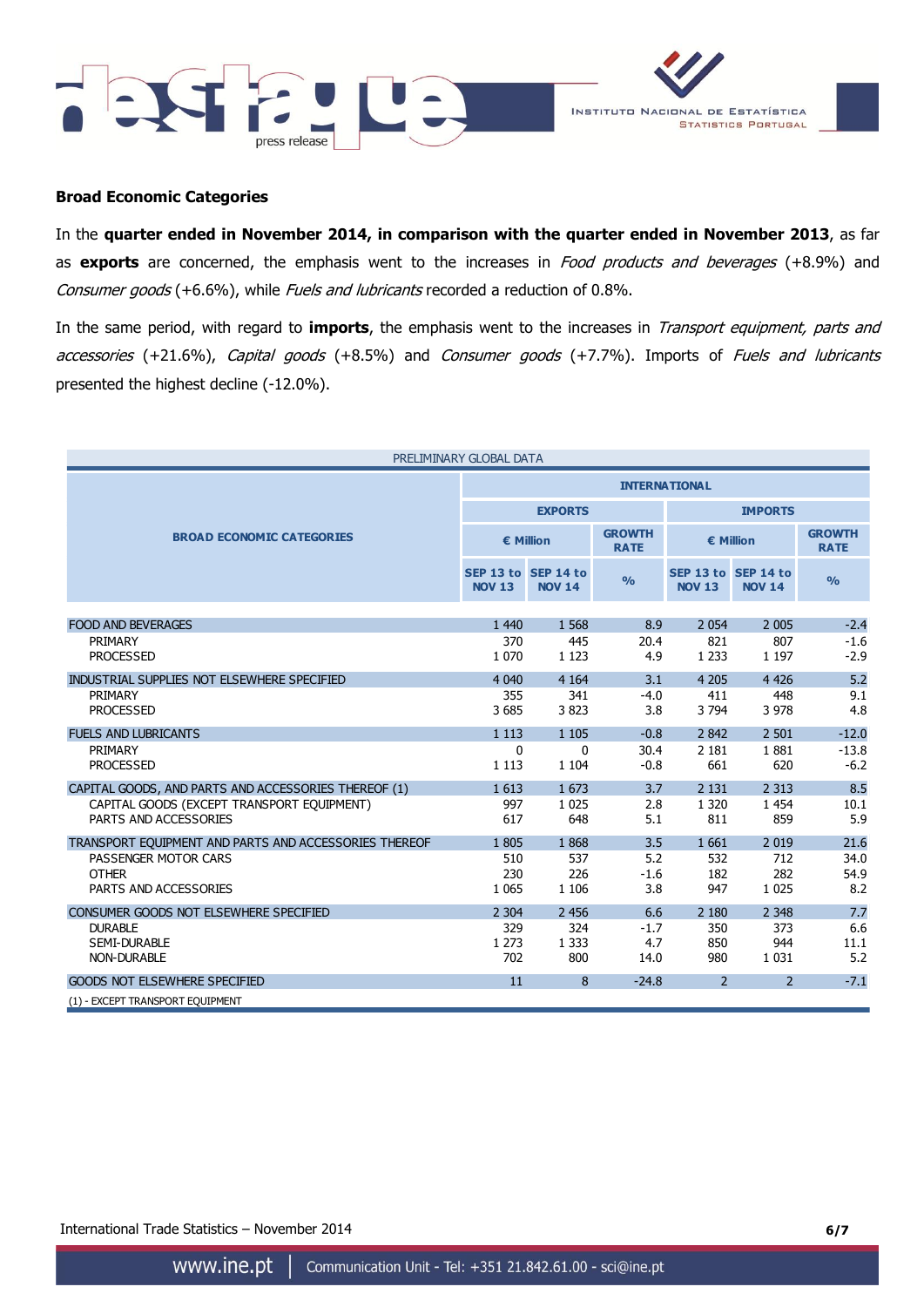## Broad Economic Categories

In the **quarter ended in November 2014, in comparison with the quarter ended in November 2013**, as far as **exports** are concerned, the emphasis went to the increases in *Food products and beverages* (+8.9%) and *Consumer goods* (+6.6%), while *Fuels and lubricants* recorded a reduction of 0.8%.

In the same period, with regard to **imports**, the emphasis went to the increases in *Transport equipment, parts and accessories* (+21.6%), *Capital goods* (+8.5%) and *Consumer goods* (+7.7%). Imports of *Fuels and lubricants* presented the highest decline (-12.0%).

PRELIMINARY GLOBAL DATA

| BROAD ECONOMIC CATEGORIES | INTERNATIONAL | | | | | |
|---|---|---|---|---|---|---|
| | EXPORTS | | | IMPORTS | | |
| | € Million | | GROWTH RATE | € Million | | GROWTH RATE |
| | SEP 13 to NOV 13 | SEP 14 to NOV 14 | % | SEP 13 to NOV 13 | SEP 14 to NOV 14 | % |
| FOOD AND BEVERAGES | 1 440 | 1 568 | 8.9 | 2 054 | 2 005 | -2.4 |
| PRIMARY | 370 | 445 | 20.4 | 821 | 807 | -1.6 |
| PROCESSED | 1 070 | 1 123 | 4.9 | 1 233 | 1 197 | -2.9 |
| INDUSTRIAL SUPPLIES NOT ELSEWHERE SPECIFIED | 4 040 | 4 164 | 3.1 | 4 205 | 4 426 | 5.2 |
| PRIMARY | 355 | 341 | -4.0 | 411 | 448 | 9.1 |
| PROCESSED | 3 685 | 3 823 | 3.8 | 3 794 | 3 978 | 4.8 |
| FUELS AND LUBRICANTS | 1 113 | 1 105 | -0.8 | 2 842 | 2 501 | -12.0 |
| PRIMARY | 0 | 0 | 30.4 | 2 181 | 1 881 | -13.8 |
| PROCESSED | 1 113 | 1 104 | -0.8 | 661 | 620 | -6.2 |
| CAPITAL GOODS, AND PARTS AND ACCESSORIES THEREOF (1) | 1 613 | 1 673 | 3.7 | 2 131 | 2 313 | 8.5 |
| CAPITAL GOODS (EXCEPT TRANSPORT EQUIPMENT) | 997 | 1 025 | 2.8 | 1 320 | 1 454 | 10.1 |
| PARTS AND ACCESSORIES | 617 | 648 | 5.1 | 811 | 859 | 5.9 |
| TRANSPORT EQUIPMENT AND PARTS AND ACCESSORIES THEREOF | 1 805 | 1 868 | 3.5 | 1 661 | 2 019 | 21.6 |
| PASSENGER MOTOR CARS | 510 | 537 | 5.2 | 532 | 712 | 34.0 |
| OTHER | 230 | 226 | -1.6 | 182 | 282 | 54.9 |
| PARTS AND ACCESSORIES | 1 065 | 1 106 | 3.8 | 947 | 1 025 | 8.2 |
| CONSUMER GOODS NOT ELSEWHERE SPECIFIED | 2 304 | 2 456 | 6.6 | 2 180 | 2 348 | 7.7 |
| DURABLE | 329 | 324 | -1.7 | 350 | 373 | 6.6 |
| SEMI-DURABLE | 1 273 | 1 333 | 4.7 | 850 | 944 | 11.1 |
| NON-DURABLE | 702 | 800 | 14.0 | 980 | 1 031 | 5.2 |
| GOODS NOT ELSEWHERE SPECIFIED | 11 | 8 | -24.8 | 2 | 2 | -7.1 |

(1) - EXCEPT TRANSPORT EQUIPMENT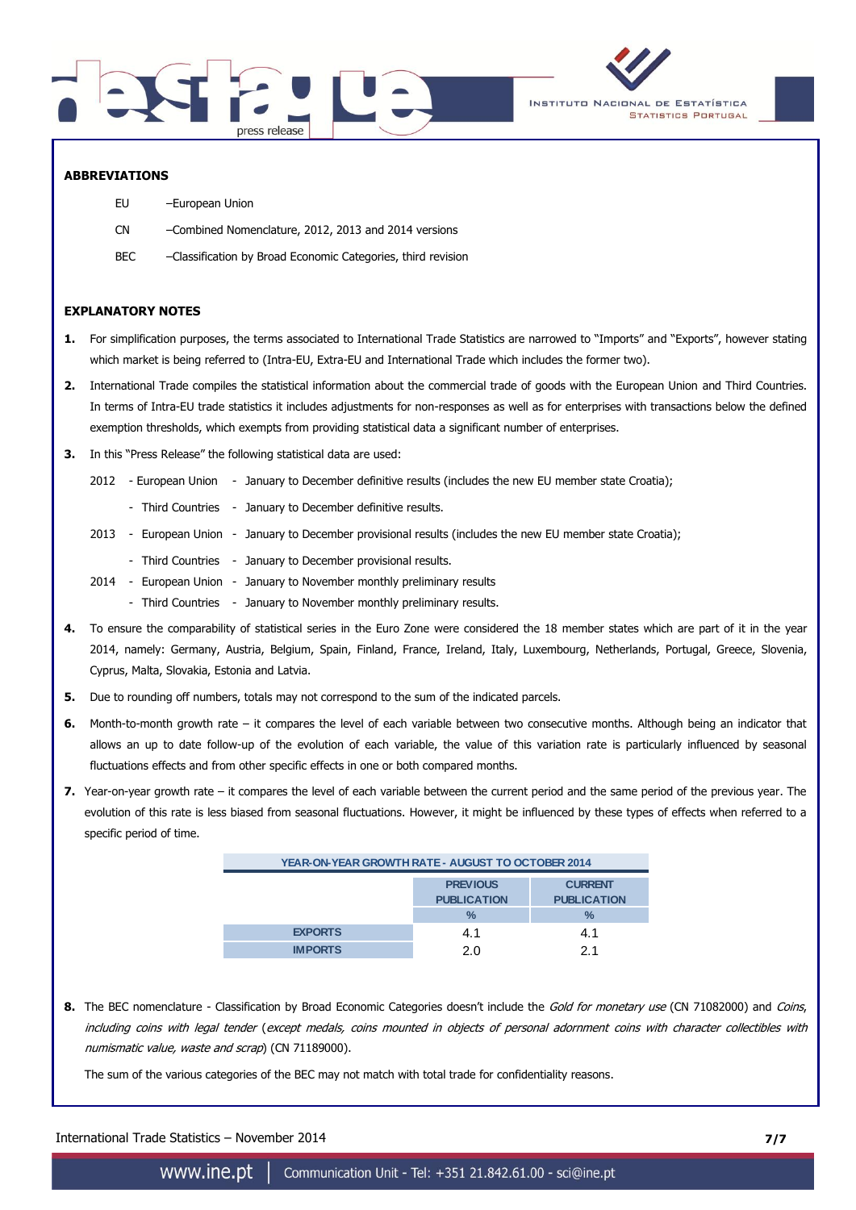## ABBREVIATIONS

| | |
|---|---|
| EU | –European Union |
| CN | –Combined Nomenclature, 2012, 2013 and 2014 versions |
| BEC | –Classification by Broad Economic Categories, third revision |

## EXPLANATORY NOTES

1. For simplification purposes, the terms associated to International Trade Statistics are narrowed to "Imports" and "Exports", however stating which market is being referred to (Intra-EU, Extra-EU and International Trade which includes the former two).
2. International Trade compiles the statistical information about the commercial trade of goods with the European Union and Third Countries. In terms of Intra-EU trade statistics it includes adjustments for non-responses as well as for enterprises with transactions below the defined exemption thresholds, which exempts from providing statistical data a significant number of enterprises.
3. In this "Press Release" the following statistical data are used:

   2012 - European Union - January to December definitive results (includes the new EU member state Croatia);
   - Third Countries - January to December definitive results.

   2013 - European Union - January to December provisional results (includes the new EU member state Croatia);
   - Third Countries - January to December provisional results.

   2014 - European Union - January to November monthly preliminary results
   - Third Countries - January to November monthly preliminary results.
4. To ensure the comparability of statistical series in the Euro Zone were considered the 18 member states which are part of it in the year 2014, namely: Germany, Austria, Belgium, Spain, Finland, France, Ireland, Italy, Luxembourg, Netherlands, Portugal, Greece, Slovenia, Cyprus, Malta, Slovakia, Estonia and Latvia.
5. Due to rounding off numbers, totals may not correspond to the sum of the indicated parcels.
6. Month-to-month growth rate – it compares the level of each variable between two consecutive months. Although being an indicator that allows an up to date follow-up of the evolution of each variable, the value of this variation rate is particularly influenced by seasonal fluctuations effects and from other specific effects in one or both compared months.
7. Year-on-year growth rate – it compares the level of each variable between the current period and the same period of the previous year. The evolution of this rate is less biased from seasonal fluctuations. However, it might be influenced by these types of effects when referred to a specific period of time.

| YEAR-ON-YEAR GROWTH RATE - AUGUST TO OCTOBER 2014 | | |
|---|---|---|
| | PREVIOUS PUBLICATION | CURRENT PUBLICATION |
| | % | % |
| EXPORTS | 4.1 | 4.1 |
| IMPORTS | 2.0 | 2.1 |

8. The BEC nomenclature - Classification by Broad Economic Categories doesn't include the *Gold for monetary use* (CN 71082000) and *Coins, including coins with legal tender* (*except medals, coins mounted in objects of personal adornment coins with character collectibles with numismatic value, waste and scrap*) (CN 71189000).

   The sum of the various categories of the BEC may not match with total trade for confidentiality reasons.